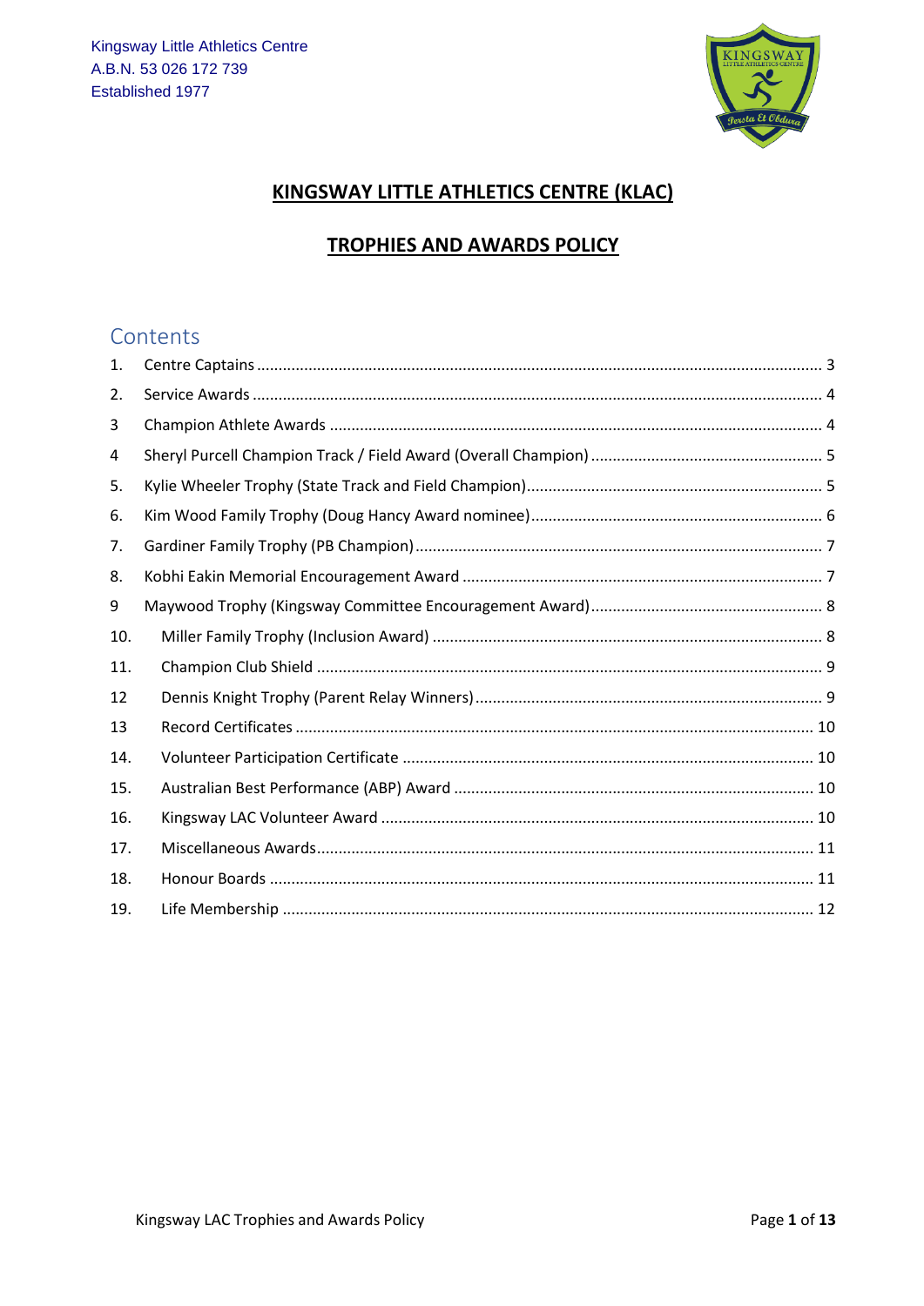Kingsway Little Athletics Centre
A.B.N. 53 026 172 739
Established 1977

# KINGSWAY LITTLE ATHLETICS CENTRE (KLAC)

## TROPHIES AND AWARDS POLICY

## Contents

1. Centre Captains ..... 3
2. Service Awards ..... 4
3 Champion Athlete Awards ..... 4
4 Sheryl Purcell Champion Track / Field Award (Overall Champion) ..... 5
5. Kylie Wheeler Trophy (State Track and Field Champion) ..... 5
6. Kim Wood Family Trophy (Doug Hancy Award nominee) ..... 6
7. Gardiner Family Trophy (PB Champion) ..... 7
8. Kobhi Eakin Memorial Encouragement Award ..... 7
9 Maywood Trophy (Kingsway Committee Encouragement Award) ..... 8
10. Miller Family Trophy (Inclusion Award) ..... 8
11. Champion Club Shield ..... 9
12 Dennis Knight Trophy (Parent Relay Winners) ..... 9
13 Record Certificates ..... 10
14. Volunteer Participation Certificate ..... 10
15. Australian Best Performance (ABP) Award ..... 10
16. Kingsway LAC Volunteer Award ..... 10
17. Miscellaneous Awards ..... 11
18. Honour Boards ..... 11
19. Life Membership ..... 12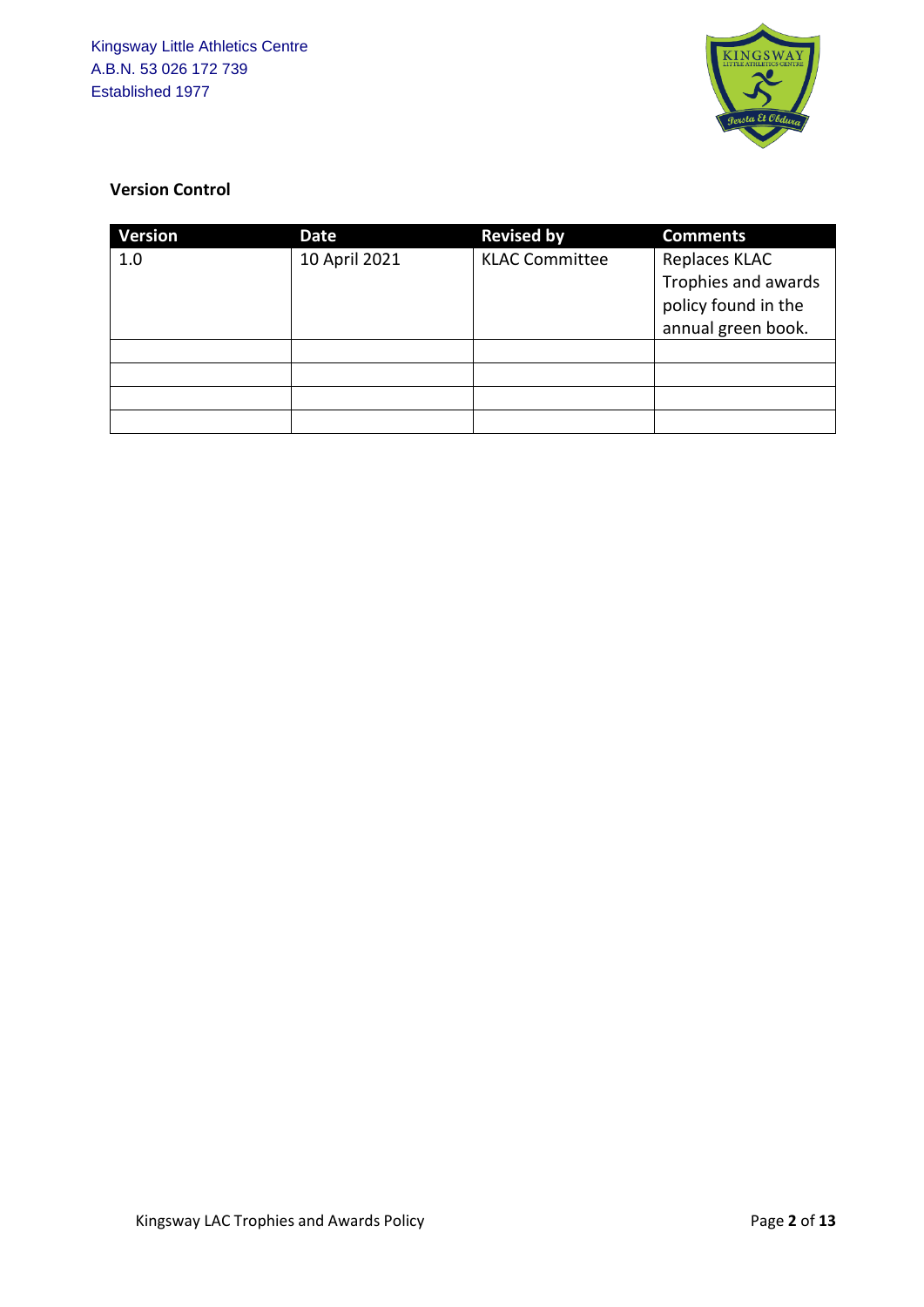Kingsway Little Athletics Centre
A.B.N. 53 026 172 739
Established 1977

**Version Control**

| Version | Date | Revised by | Comments |
|---|---|---|---|
| 1.0 | 10 April 2021 | KLAC Committee | Replaces KLAC Trophies and awards policy found in the annual green book. |
| | | | |
| | | | |
| | | | |
| | | | |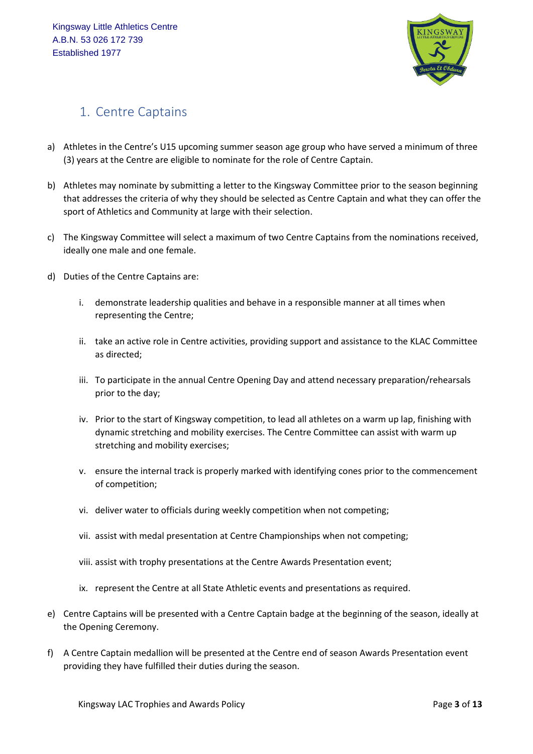Kingsway Little Athletics Centre
A.B.N. 53 026 172 739
Established 1977

# 1. Centre Captains

a) Athletes in the Centre's U15 upcoming summer season age group who have served a minimum of three (3) years at the Centre are eligible to nominate for the role of Centre Captain.

b) Athletes may nominate by submitting a letter to the Kingsway Committee prior to the season beginning that addresses the criteria of why they should be selected as Centre Captain and what they can offer the sport of Athletics and Community at large with their selection.

c) The Kingsway Committee will select a maximum of two Centre Captains from the nominations received, ideally one male and one female.

d) Duties of the Centre Captains are:

   i. demonstrate leadership qualities and behave in a responsible manner at all times when representing the Centre;

   ii. take an active role in Centre activities, providing support and assistance to the KLAC Committee as directed;

   iii. To participate in the annual Centre Opening Day and attend necessary preparation/rehearsals prior to the day;

   iv. Prior to the start of Kingsway competition, to lead all athletes on a warm up lap, finishing with dynamic stretching and mobility exercises. The Centre Committee can assist with warm up stretching and mobility exercises;

   v. ensure the internal track is properly marked with identifying cones prior to the commencement of competition;

   vi. deliver water to officials during weekly competition when not competing;

   vii. assist with medal presentation at Centre Championships when not competing;

   viii. assist with trophy presentations at the Centre Awards Presentation event;

   ix. represent the Centre at all State Athletic events and presentations as required.

e) Centre Captains will be presented with a Centre Captain badge at the beginning of the season, ideally at the Opening Ceremony.

f) A Centre Captain medallion will be presented at the Centre end of season Awards Presentation event providing they have fulfilled their duties during the season.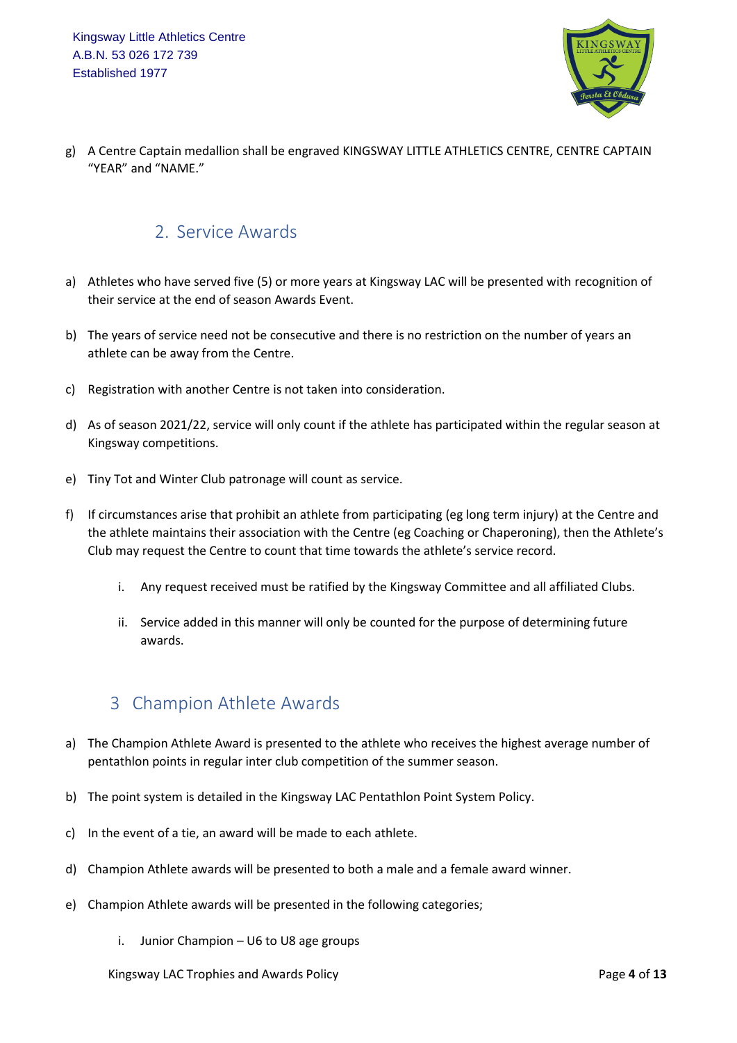g) A Centre Captain medallion shall be engraved KINGSWAY LITTLE ATHLETICS CENTRE, CENTRE CAPTAIN "YEAR" and "NAME."

## 2. Service Awards

a) Athletes who have served five (5) or more years at Kingsway LAC will be presented with recognition of their service at the end of season Awards Event.

b) The years of service need not be consecutive and there is no restriction on the number of years an athlete can be away from the Centre.

c) Registration with another Centre is not taken into consideration.

d) As of season 2021/22, service will only count if the athlete has participated within the regular season at Kingsway competitions.

e) Tiny Tot and Winter Club patronage will count as service.

f) If circumstances arise that prohibit an athlete from participating (eg long term injury) at the Centre and the athlete maintains their association with the Centre (eg Coaching or Chaperoning), then the Athlete's Club may request the Centre to count that time towards the athlete's service record.

   i. Any request received must be ratified by the Kingsway Committee and all affiliated Clubs.

   ii. Service added in this manner will only be counted for the purpose of determining future awards.

## 3 Champion Athlete Awards

a) The Champion Athlete Award is presented to the athlete who receives the highest average number of pentathlon points in regular inter club competition of the summer season.

b) The point system is detailed in the Kingsway LAC Pentathlon Point System Policy.

c) In the event of a tie, an award will be made to each athlete.

d) Champion Athlete awards will be presented to both a male and a female award winner.

e) Champion Athlete awards will be presented in the following categories;

   i. Junior Champion – U6 to U8 age groups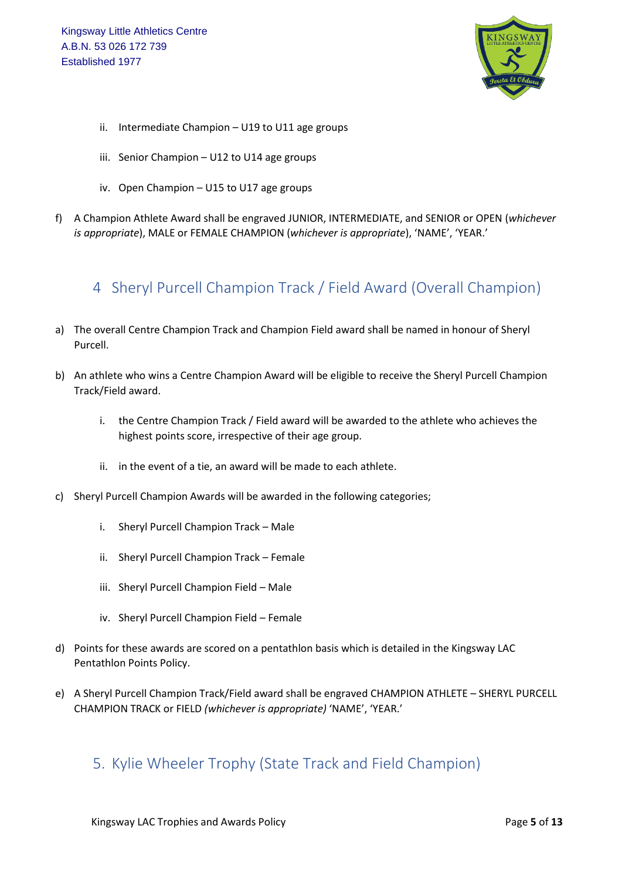ii. Intermediate Champion – U19 to U11 age groups

iii. Senior Champion – U12 to U14 age groups

iv. Open Champion – U15 to U17 age groups

f) A Champion Athlete Award shall be engraved JUNIOR, INTERMEDIATE, and SENIOR or OPEN (*whichever is appropriate*), MALE or FEMALE CHAMPION (*whichever is appropriate*), 'NAME', 'YEAR.'

## 4 Sheryl Purcell Champion Track / Field Award (Overall Champion)

a) The overall Centre Champion Track and Champion Field award shall be named in honour of Sheryl Purcell.

b) An athlete who wins a Centre Champion Award will be eligible to receive the Sheryl Purcell Champion Track/Field award.

   i. the Centre Champion Track / Field award will be awarded to the athlete who achieves the highest points score, irrespective of their age group.

   ii. in the event of a tie, an award will be made to each athlete.

c) Sheryl Purcell Champion Awards will be awarded in the following categories;

   i. Sheryl Purcell Champion Track – Male

   ii. Sheryl Purcell Champion Track – Female

   iii. Sheryl Purcell Champion Field – Male

   iv. Sheryl Purcell Champion Field – Female

d) Points for these awards are scored on a pentathlon basis which is detailed in the Kingsway LAC Pentathlon Points Policy.

e) A Sheryl Purcell Champion Track/Field award shall be engraved CHAMPION ATHLETE – SHERYL PURCELL CHAMPION TRACK or FIELD *(whichever is appropriate)* 'NAME', 'YEAR.'

## 5. Kylie Wheeler Trophy (State Track and Field Champion)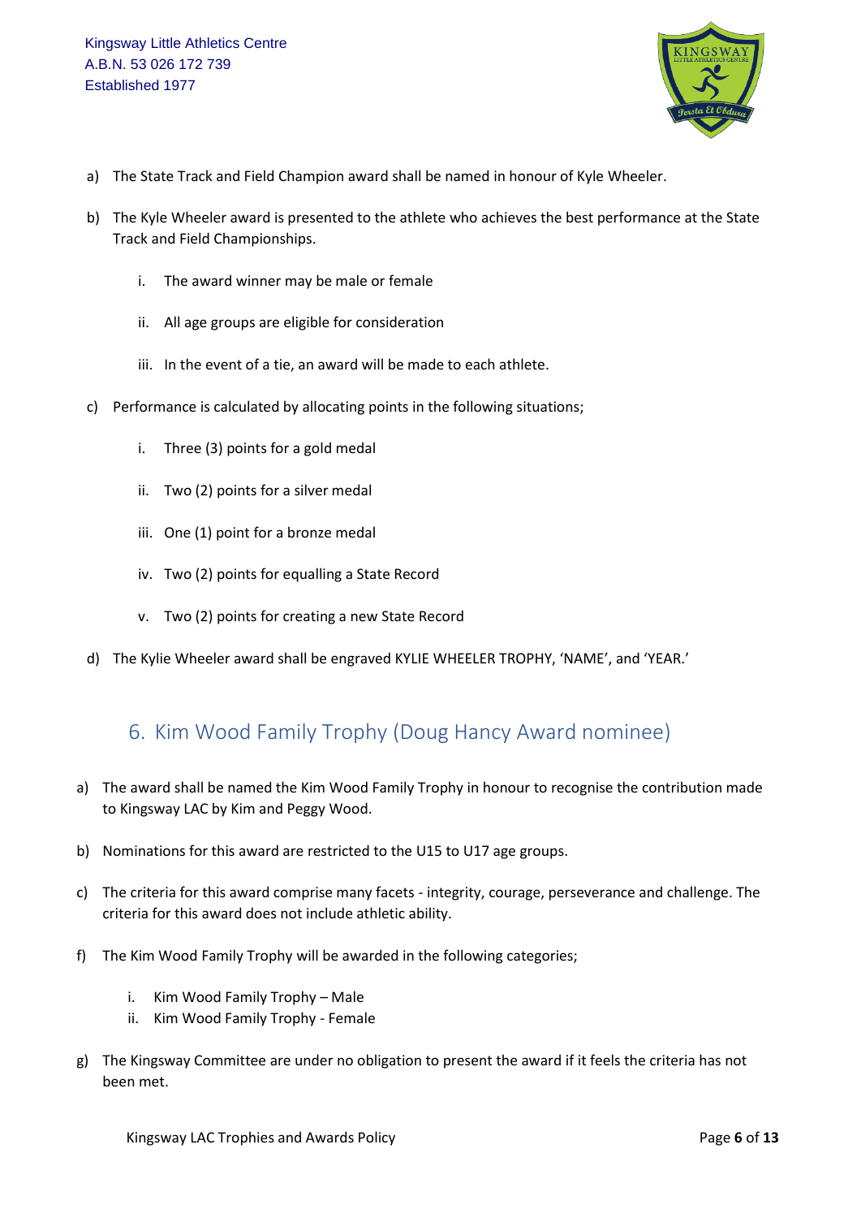a) The State Track and Field Champion award shall be named in honour of Kyle Wheeler.

b) The Kyle Wheeler award is presented to the athlete who achieves the best performance at the State Track and Field Championships.

   i. The award winner may be male or female

   ii. All age groups are eligible for consideration

   iii. In the event of a tie, an award will be made to each athlete.

c) Performance is calculated by allocating points in the following situations;

   i. Three (3) points for a gold medal

   ii. Two (2) points for a silver medal

   iii. One (1) point for a bronze medal

   iv. Two (2) points for equalling a State Record

   v. Two (2) points for creating a new State Record

d) The Kylie Wheeler award shall be engraved KYLIE WHEELER TROPHY, 'NAME', and 'YEAR.'

## 6. Kim Wood Family Trophy (Doug Hancy Award nominee)

a) The award shall be named the Kim Wood Family Trophy in honour to recognise the contribution made to Kingsway LAC by Kim and Peggy Wood.

b) Nominations for this award are restricted to the U15 to U17 age groups.

c) The criteria for this award comprise many facets - integrity, courage, perseverance and challenge. The criteria for this award does not include athletic ability.

f) The Kim Wood Family Trophy will be awarded in the following categories;

   i. Kim Wood Family Trophy – Male
   ii. Kim Wood Family Trophy - Female

g) The Kingsway Committee are under no obligation to present the award if it feels the criteria has not been met.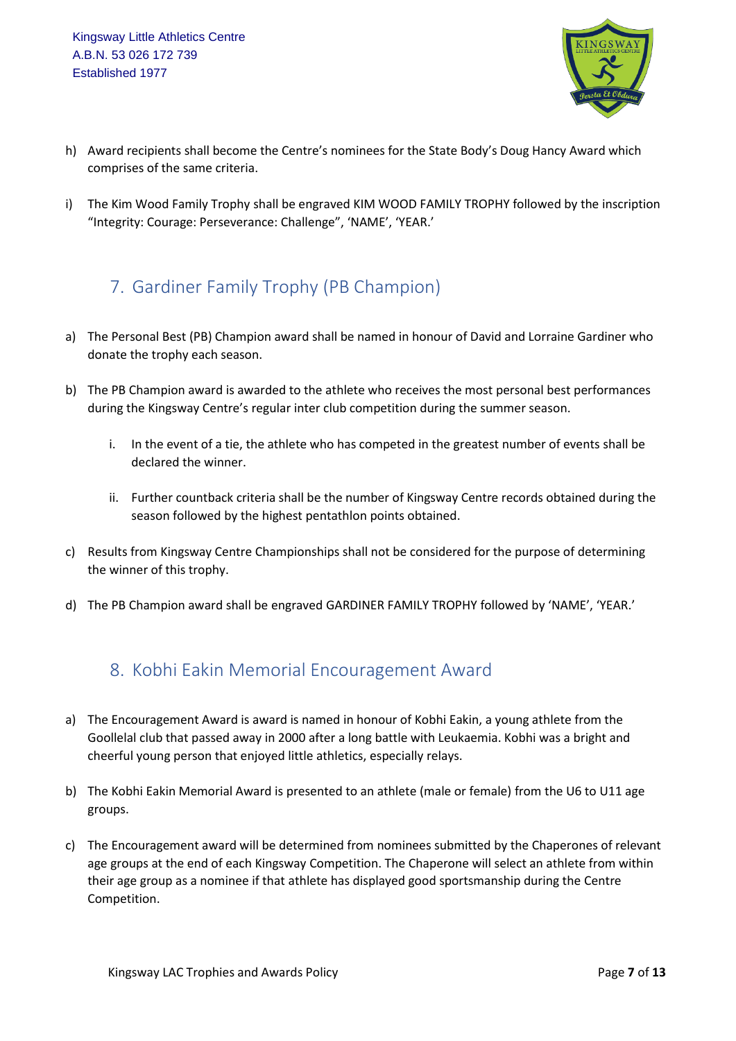h) Award recipients shall become the Centre's nominees for the State Body's Doug Hancy Award which comprises of the same criteria.

i) The Kim Wood Family Trophy shall be engraved KIM WOOD FAMILY TROPHY followed by the inscription "Integrity: Courage: Perseverance: Challenge", 'NAME', 'YEAR.'

## 7. Gardiner Family Trophy (PB Champion)

a) The Personal Best (PB) Champion award shall be named in honour of David and Lorraine Gardiner who donate the trophy each season.

b) The PB Champion award is awarded to the athlete who receives the most personal best performances during the Kingsway Centre's regular inter club competition during the summer season.

   i. In the event of a tie, the athlete who has competed in the greatest number of events shall be declared the winner.

   ii. Further countback criteria shall be the number of Kingsway Centre records obtained during the season followed by the highest pentathlon points obtained.

c) Results from Kingsway Centre Championships shall not be considered for the purpose of determining the winner of this trophy.

d) The PB Champion award shall be engraved GARDINER FAMILY TROPHY followed by 'NAME', 'YEAR.'

## 8. Kobhi Eakin Memorial Encouragement Award

a) The Encouragement Award is award is named in honour of Kobhi Eakin, a young athlete from the Goollelal club that passed away in 2000 after a long battle with Leukaemia. Kobhi was a bright and cheerful young person that enjoyed little athletics, especially relays.

b) The Kobhi Eakin Memorial Award is presented to an athlete (male or female) from the U6 to U11 age groups.

c) The Encouragement award will be determined from nominees submitted by the Chaperones of relevant age groups at the end of each Kingsway Competition. The Chaperone will select an athlete from within their age group as a nominee if that athlete has displayed good sportsmanship during the Centre Competition.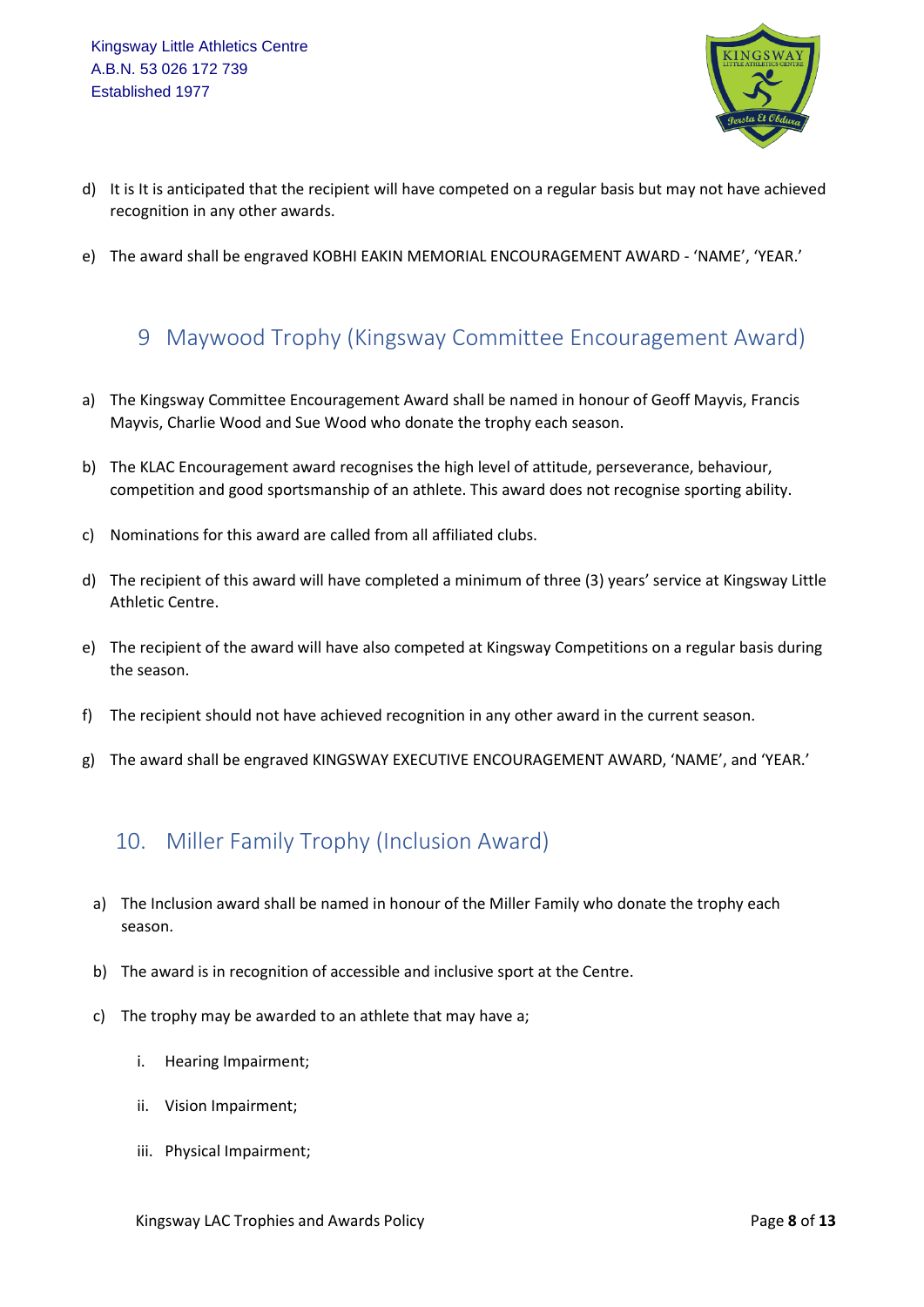d) It is It is anticipated that the recipient will have competed on a regular basis but may not have achieved recognition in any other awards.

e) The award shall be engraved KOBHI EAKIN MEMORIAL ENCOURAGEMENT AWARD - 'NAME', 'YEAR.'

## 9 Maywood Trophy (Kingsway Committee Encouragement Award)

a) The Kingsway Committee Encouragement Award shall be named in honour of Geoff Mayvis, Francis Mayvis, Charlie Wood and Sue Wood who donate the trophy each season.

b) The KLAC Encouragement award recognises the high level of attitude, perseverance, behaviour, competition and good sportsmanship of an athlete. This award does not recognise sporting ability.

c) Nominations for this award are called from all affiliated clubs.

d) The recipient of this award will have completed a minimum of three (3) years' service at Kingsway Little Athletic Centre.

e) The recipient of the award will have also competed at Kingsway Competitions on a regular basis during the season.

f) The recipient should not have achieved recognition in any other award in the current season.

g) The award shall be engraved KINGSWAY EXECUTIVE ENCOURAGEMENT AWARD, 'NAME', and 'YEAR.'

## 10. Miller Family Trophy (Inclusion Award)

a) The Inclusion award shall be named in honour of the Miller Family who donate the trophy each season.

b) The award is in recognition of accessible and inclusive sport at the Centre.

c) The trophy may be awarded to an athlete that may have a;

   i. Hearing Impairment;

   ii. Vision Impairment;

   iii. Physical Impairment;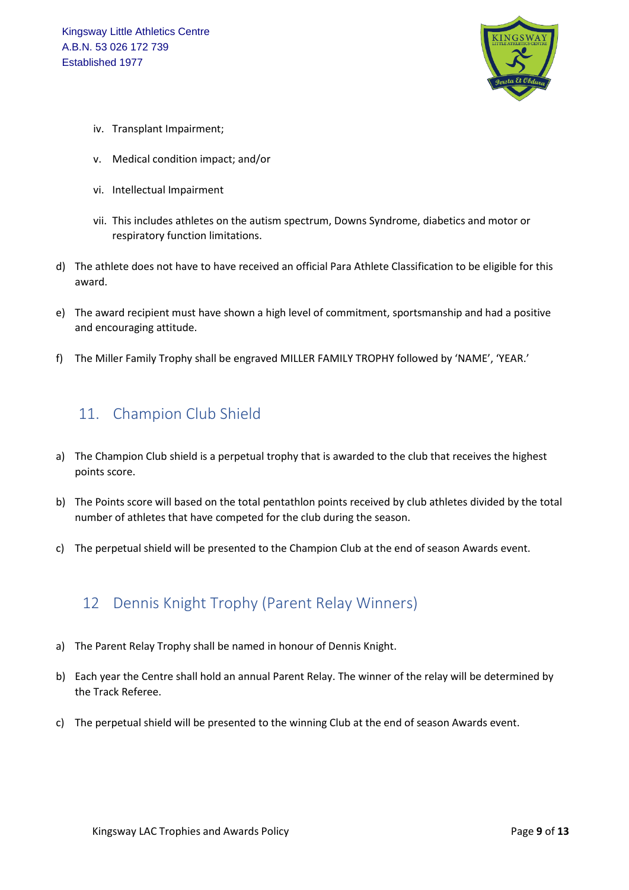iv. Transplant Impairment;

   v. Medical condition impact; and/or

   vi. Intellectual Impairment

   vii. This includes athletes on the autism spectrum, Downs Syndrome, diabetics and motor or respiratory function limitations.

d) The athlete does not have to have received an official Para Athlete Classification to be eligible for this award.

e) The award recipient must have shown a high level of commitment, sportsmanship and had a positive and encouraging attitude.

f) The Miller Family Trophy shall be engraved MILLER FAMILY TROPHY followed by 'NAME', 'YEAR.'

## 11. Champion Club Shield

a) The Champion Club shield is a perpetual trophy that is awarded to the club that receives the highest points score.

b) The Points score will based on the total pentathlon points received by club athletes divided by the total number of athletes that have competed for the club during the season.

c) The perpetual shield will be presented to the Champion Club at the end of season Awards event.

## 12 Dennis Knight Trophy (Parent Relay Winners)

a) The Parent Relay Trophy shall be named in honour of Dennis Knight.

b) Each year the Centre shall hold an annual Parent Relay. The winner of the relay will be determined by the Track Referee.

c) The perpetual shield will be presented to the winning Club at the end of season Awards event.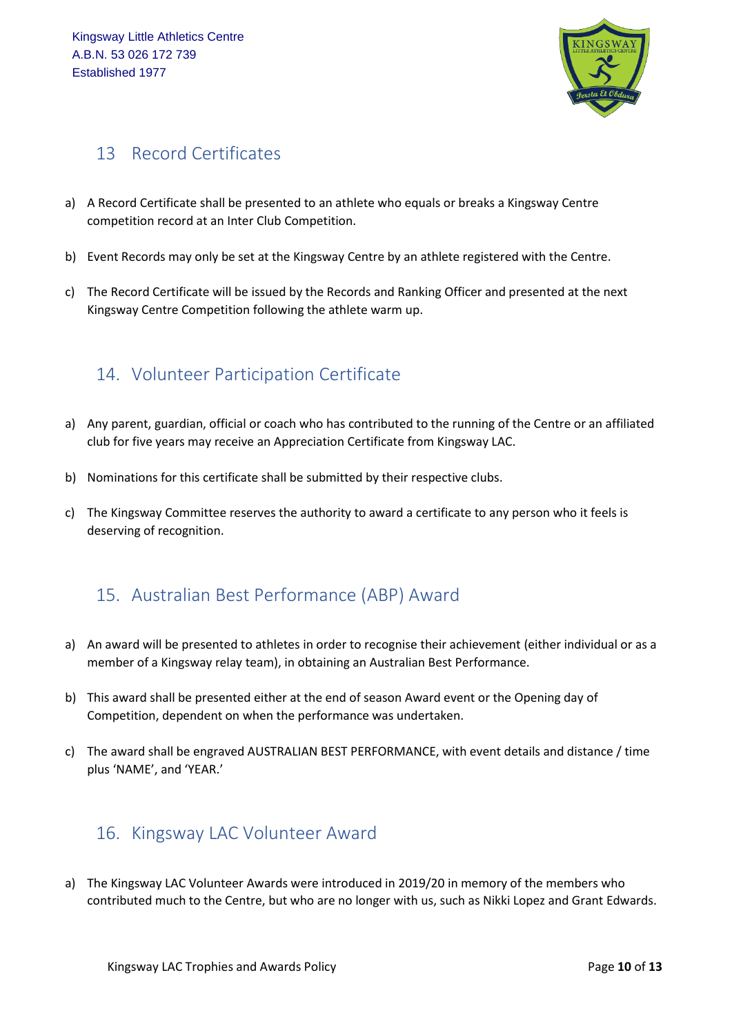## 13 Record Certificates

a) A Record Certificate shall be presented to an athlete who equals or breaks a Kingsway Centre competition record at an Inter Club Competition.

b) Event Records may only be set at the Kingsway Centre by an athlete registered with the Centre.

c) The Record Certificate will be issued by the Records and Ranking Officer and presented at the next Kingsway Centre Competition following the athlete warm up.

## 14. Volunteer Participation Certificate

a) Any parent, guardian, official or coach who has contributed to the running of the Centre or an affiliated club for five years may receive an Appreciation Certificate from Kingsway LAC.

b) Nominations for this certificate shall be submitted by their respective clubs.

c) The Kingsway Committee reserves the authority to award a certificate to any person who it feels is deserving of recognition.

## 15. Australian Best Performance (ABP) Award

a) An award will be presented to athletes in order to recognise their achievement (either individual or as a member of a Kingsway relay team), in obtaining an Australian Best Performance.

b) This award shall be presented either at the end of season Award event or the Opening day of Competition, dependent on when the performance was undertaken.

c) The award shall be engraved AUSTRALIAN BEST PERFORMANCE, with event details and distance / time plus 'NAME', and 'YEAR.'

## 16. Kingsway LAC Volunteer Award

a) The Kingsway LAC Volunteer Awards were introduced in 2019/20 in memory of the members who contributed much to the Centre, but who are no longer with us, such as Nikki Lopez and Grant Edwards.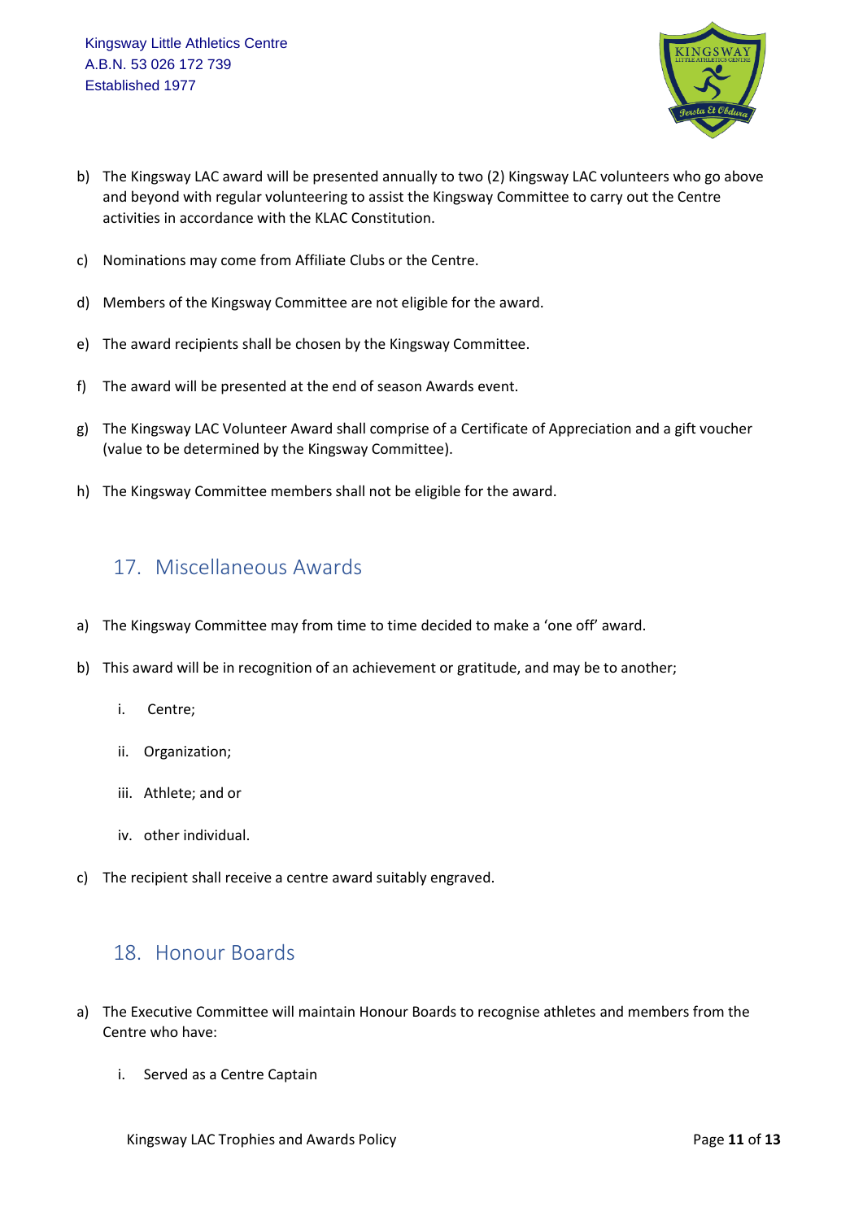b) The Kingsway LAC award will be presented annually to two (2) Kingsway LAC volunteers who go above and beyond with regular volunteering to assist the Kingsway Committee to carry out the Centre activities in accordance with the KLAC Constitution.

c) Nominations may come from Affiliate Clubs or the Centre.

d) Members of the Kingsway Committee are not eligible for the award.

e) The award recipients shall be chosen by the Kingsway Committee.

f) The award will be presented at the end of season Awards event.

g) The Kingsway LAC Volunteer Award shall comprise of a Certificate of Appreciation and a gift voucher (value to be determined by the Kingsway Committee).

h) The Kingsway Committee members shall not be eligible for the award.

## 17. Miscellaneous Awards

a) The Kingsway Committee may from time to time decided to make a 'one off' award.

b) This award will be in recognition of an achievement or gratitude, and may be to another;

   i. Centre;

   ii. Organization;

   iii. Athlete; and or

   iv. other individual.

c) The recipient shall receive a centre award suitably engraved.

## 18. Honour Boards

a) The Executive Committee will maintain Honour Boards to recognise athletes and members from the Centre who have:

   i. Served as a Centre Captain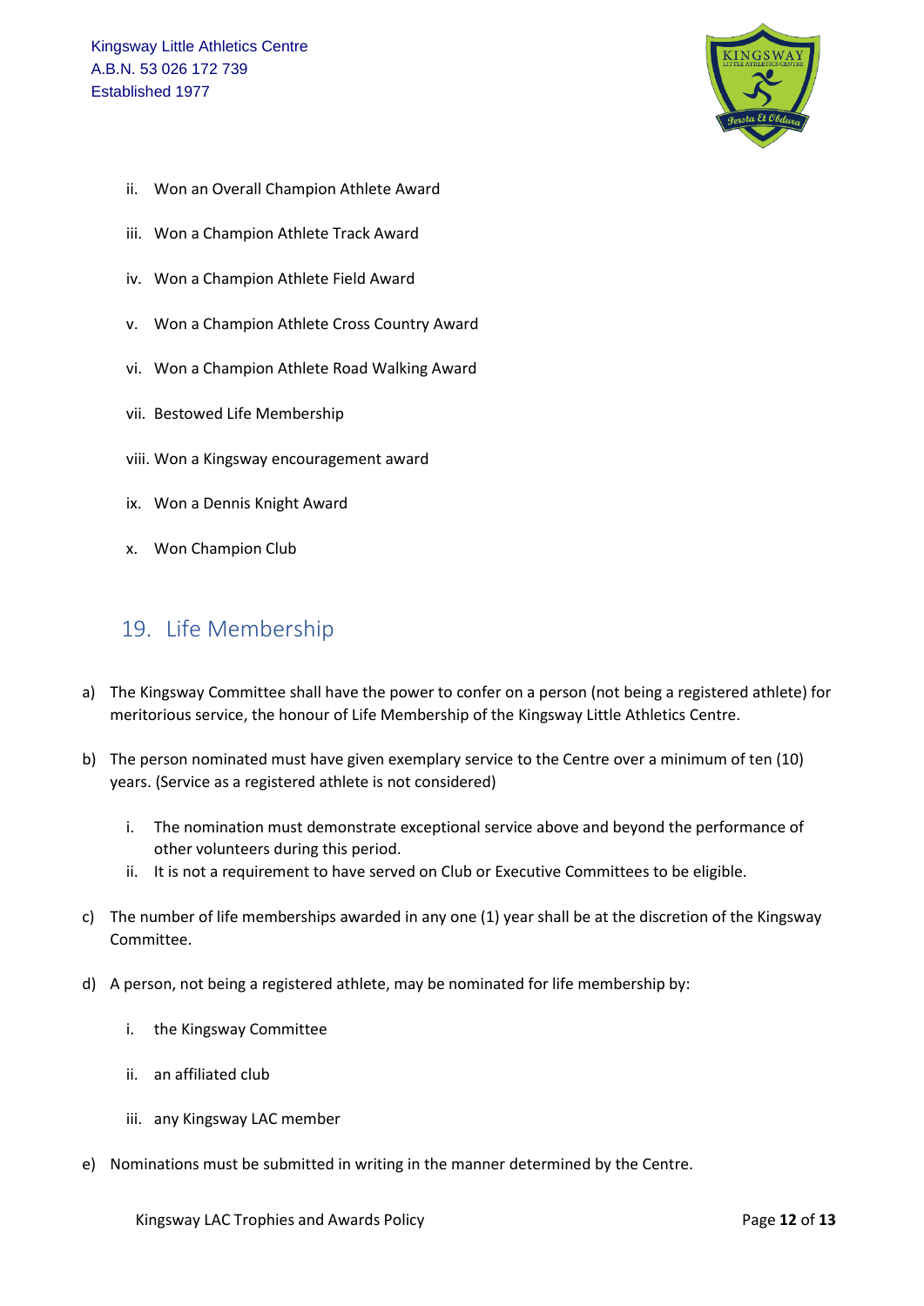ii. Won an Overall Champion Athlete Award

iii. Won a Champion Athlete Track Award

iv. Won a Champion Athlete Field Award

v. Won a Champion Athlete Cross Country Award

vi. Won a Champion Athlete Road Walking Award

vii. Bestowed Life Membership

viii. Won a Kingsway encouragement award

ix. Won a Dennis Knight Award

x. Won Champion Club

## 19. Life Membership

a) The Kingsway Committee shall have the power to confer on a person (not being a registered athlete) for meritorious service, the honour of Life Membership of the Kingsway Little Athletics Centre.

b) The person nominated must have given exemplary service to the Centre over a minimum of ten (10) years. (Service as a registered athlete is not considered)

   i. The nomination must demonstrate exceptional service above and beyond the performance of other volunteers during this period.
   ii. It is not a requirement to have served on Club or Executive Committees to be eligible.

c) The number of life memberships awarded in any one (1) year shall be at the discretion of the Kingsway Committee.

d) A person, not being a registered athlete, may be nominated for life membership by:

   i. the Kingsway Committee

   ii. an affiliated club

   iii. any Kingsway LAC member

e) Nominations must be submitted in writing in the manner determined by the Centre.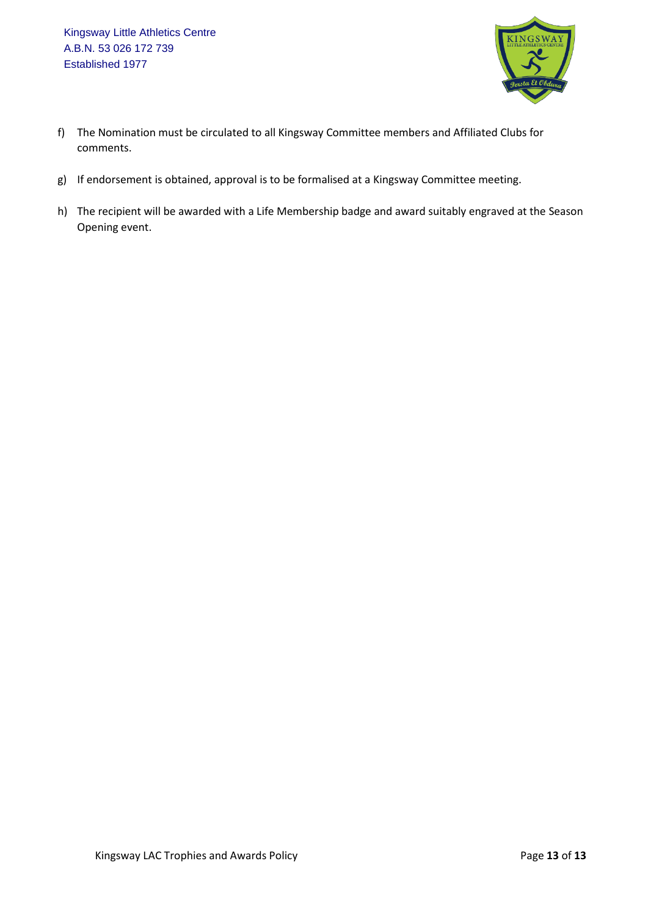f) The Nomination must be circulated to all Kingsway Committee members and Affiliated Clubs for comments.

g) If endorsement is obtained, approval is to be formalised at a Kingsway Committee meeting.

h) The recipient will be awarded with a Life Membership badge and award suitably engraved at the Season Opening event.